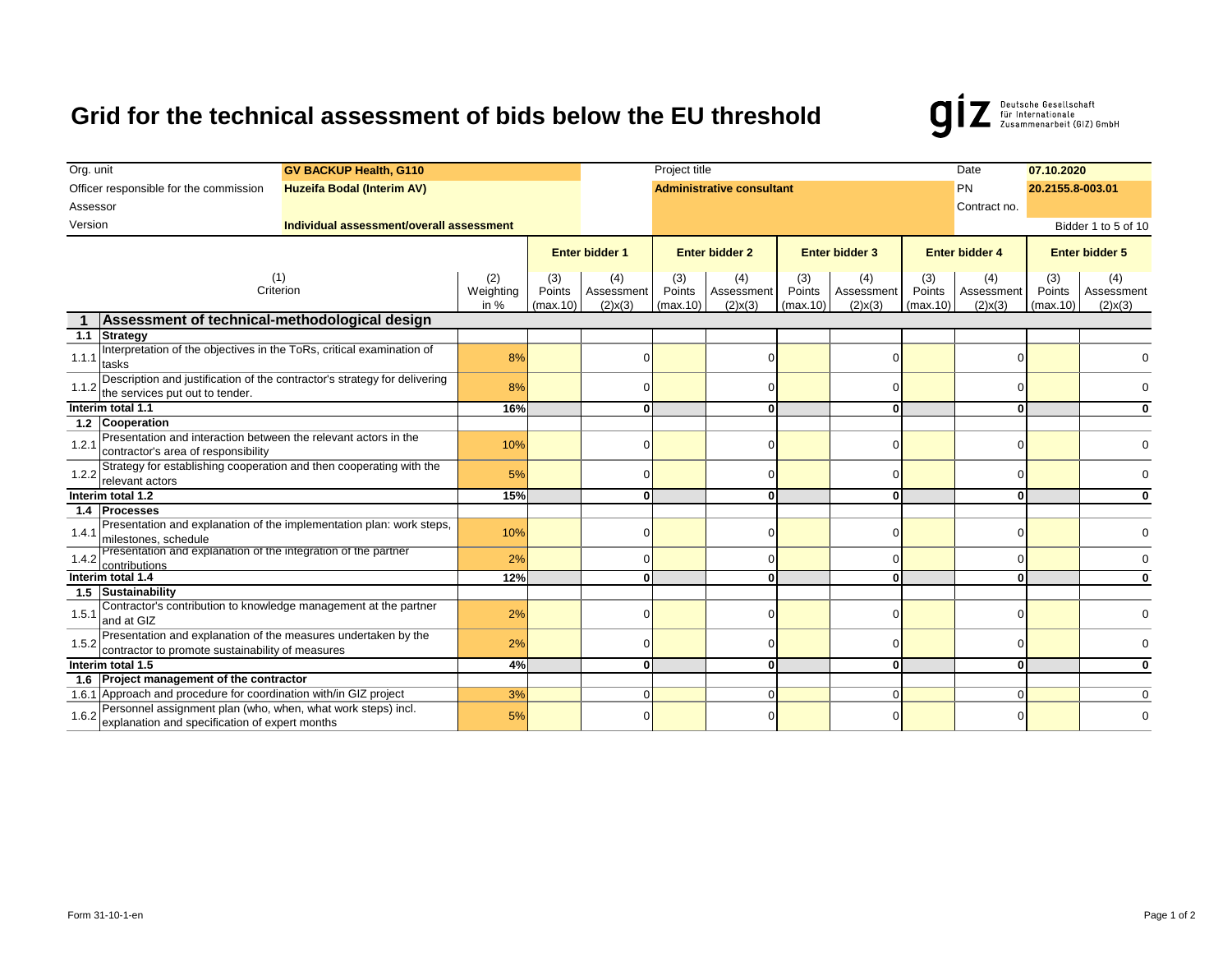# Grid for the technical assessment of bids below the EU threshold

giz Deutsche Gesellschaft für Internationale Zusammenarbeit (GIZ) GmbH

| | | | | | |
|---|---|---|---|---|---|
| Org. unit | GV BACKUP Health, G110 | Project title | | Date | 07.10.2020 |
| Officer responsible for the commission | Huzeifa Bodal (Interim AV) | Administrative consultant | | PN | 20.2155.8-003.01 |
| Assessor | | | | Contract no. | |
| Version | Individual assessment/overall assessment | | | | Bidder 1 to 5 of 10 |

| | (1) Criterion | (2) Weighting in % | Enter bidder 1 | | Enter bidder 2 | | Enter bidder 3 | | Enter bidder 4 | | Enter bidder 5 | |
|---|---|---|---|---|---|---|---|---|---|---|---|---|
| | | | (3) Points (max.10) | (4) Assessment (2)x(3) | (3) Points (max.10) | (4) Assessment (2)x(3) | (3) Points (max.10) | (4) Assessment (2)x(3) | (3) Points (max.10) | (4) Assessment (2)x(3) | (3) Points (max.10) | (4) Assessment (2)x(3) |
| **1** | **Assessment of technical-methodological design** | | | | | | | | | | | |
| **1.1** | **Strategy** | | | | | | | | | | | |
| 1.1.1 | Interpretation of the objectives in the ToRs, critical examination of tasks | 8% | | 0 | | 0 | | 0 | | 0 | | 0 |
| 1.1.2 | Description and justification of the contractor's strategy for delivering the services put out to tender. | 8% | | 0 | | 0 | | 0 | | 0 | | 0 |
| **Interim total 1.1** | | **16%** | | **0** | | **0** | | **0** | | **0** | | **0** |
| **1.2** | **Cooperation** | | | | | | | | | | | |
| 1.2.1 | Presentation and interaction between the relevant actors in the contractor's area of responsibility | 10% | | 0 | | 0 | | 0 | | 0 | | 0 |
| 1.2.2 | Strategy for establishing cooperation and then cooperating with the relevant actors | 5% | | 0 | | 0 | | 0 | | 0 | | 0 |
| **Interim total 1.2** | | **15%** | | **0** | | **0** | | **0** | | **0** | | **0** |
| **1.4** | **Processes** | | | | | | | | | | | |
| 1.4.1 | Presentation and explanation of the implementation plan: work steps, milestones, schedule | 10% | | 0 | | 0 | | 0 | | 0 | | 0 |
| 1.4.2 | Presentation and explanation of the integration of the partner contributions | 2% | | 0 | | 0 | | 0 | | 0 | | 0 |
| **Interim total 1.4** | | **12%** | | **0** | | **0** | | **0** | | **0** | | **0** |
| **1.5** | **Sustainability** | | | | | | | | | | | |
| 1.5.1 | Contractor's contribution to knowledge management at the partner and at GIZ | 2% | | 0 | | 0 | | 0 | | 0 | | 0 |
| 1.5.2 | Presentation and explanation of the measures undertaken by the contractor to promote sustainability of measures | 2% | | 0 | | 0 | | 0 | | 0 | | 0 |
| **Interim total 1.5** | | **4%** | | **0** | | **0** | | **0** | | **0** | | **0** |
| **1.6** | **Project management of the contractor** | | | | | | | | | | | |
| 1.6.1 | Approach and procedure for coordination with/in GIZ project | 3% | | 0 | | 0 | | 0 | | 0 | | 0 |
| 1.6.2 | Personnel assignment plan (who, when, what work steps) incl. explanation and specification of expert months | 5% | | 0 | | 0 | | 0 | | 0 | | 0 |

Form 31-10-1-en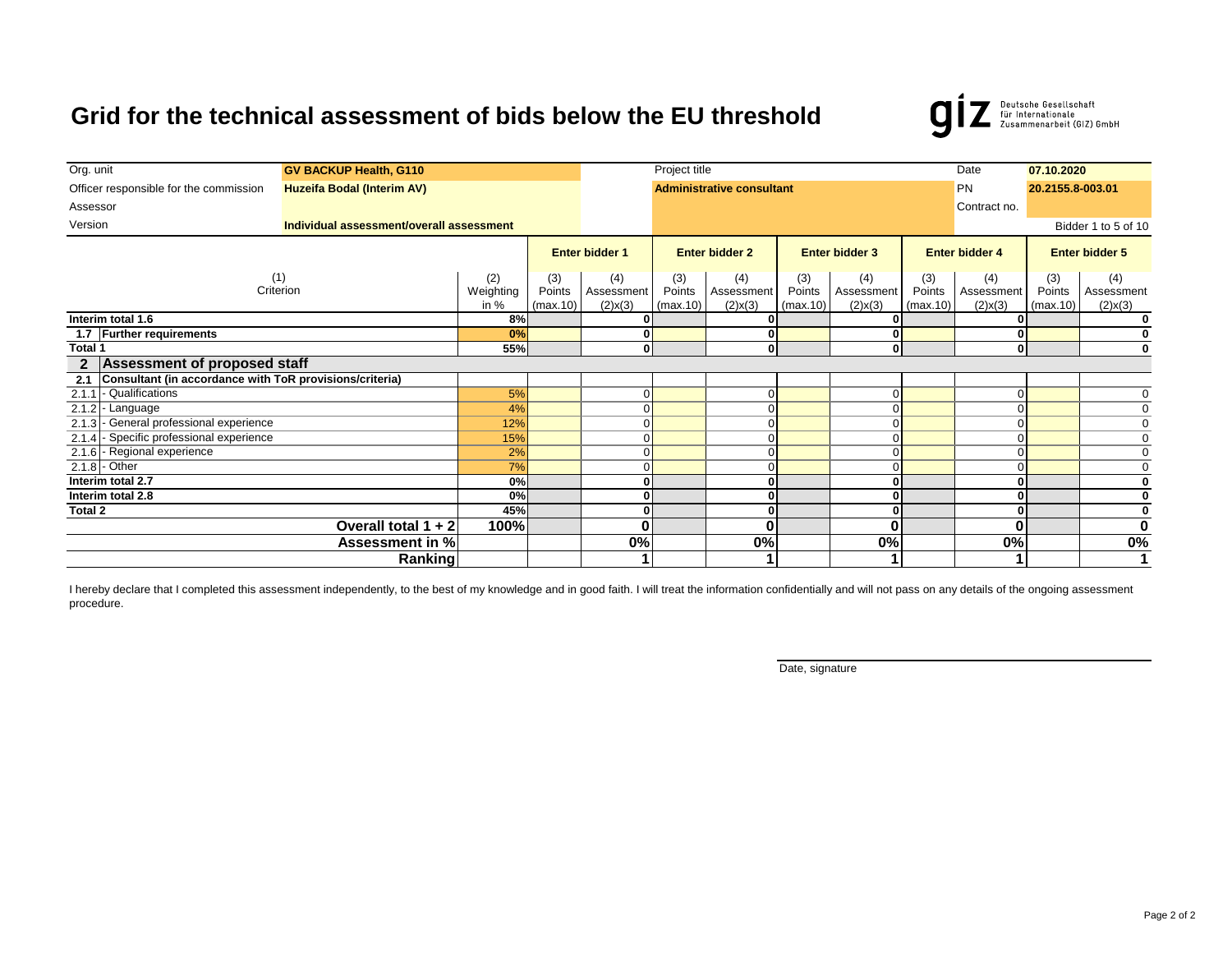# Grid for the technical assessment of bids below the EU threshold

giz Deutsche Gesellschaft für Internationale Zusammenarbeit (GIZ) GmbH

| | | | | | |
|---|---|---|---|---|---|
| Org. unit | GV BACKUP Health, G110 | Project title | | Date | 07.10.2020 |
| Officer responsible for the commission | Huzeifa Bodal (Interim AV) | Administrative consultant | | PN | 20.2155.8-003.01 |
| Assessor | | | | Contract no. | |
| Version | Individual assessment/overall assessment | | | | Bidder 1 to 5 of 10 |

| (1) Criterion | (2) Weighting in % | Enter bidder 1 (3) Points (max.10) | Enter bidder 1 (4) Assessment (2)x(3) | Enter bidder 2 (3) Points (max.10) | Enter bidder 2 (4) Assessment (2)x(3) | Enter bidder 3 (3) Points (max.10) | Enter bidder 3 (4) Assessment (2)x(3) | Enter bidder 4 (3) Points (max.10) | Enter bidder 4 (4) Assessment (2)x(3) | Enter bidder 5 (3) Points (max.10) | Enter bidder 5 (4) Assessment (2)x(3) |
|---|---|---|---|---|---|---|---|---|---|---|---|
| **Interim total 1.6** | **8%** | | **0** | | **0** | | **0** | | **0** | | **0** |
| **1.7 Further requirements** | **0%** | | **0** | | **0** | | **0** | | **0** | | **0** |
| **Total 1** | **55%** | | **0** | | **0** | | **0** | | **0** | | **0** |
| **2 Assessment of proposed staff** | | | | | | | | | | | |
| **2.1 Consultant (in accordance with ToR provisions/criteria)** | | | | | | | | | | | |
| 2.1.1 - Qualifications | 5% | | 0 | | 0 | | 0 | | 0 | | 0 |
| 2.1.2 - Language | 4% | | 0 | | 0 | | 0 | | 0 | | 0 |
| 2.1.3 - General professional experience | 12% | | 0 | | 0 | | 0 | | 0 | | 0 |
| 2.1.4 - Specific professional experience | 15% | | 0 | | 0 | | 0 | | 0 | | 0 |
| 2.1.6 - Regional experience | 2% | | 0 | | 0 | | 0 | | 0 | | 0 |
| 2.1.8 - Other | 7% | | 0 | | 0 | | 0 | | 0 | | 0 |
| **Interim total 2.7** | **0%** | | **0** | | **0** | | **0** | | **0** | | **0** |
| **Interim total 2.8** | **0%** | | **0** | | **0** | | **0** | | **0** | | **0** |
| **Total 2** | **45%** | | **0** | | **0** | | **0** | | **0** | | **0** |
| **Overall total 1 + 2** | **100%** | | **0** | | **0** | | **0** | | **0** | | **0** |
| **Assessment in %** | | | **0%** | | **0%** | | **0%** | | **0%** | | **0%** |
| **Ranking** | | | **1** | | **1** | | **1** | | **1** | | **1** |

I hereby declare that I completed this assessment independently, to the best of my knowledge and in good faith. I will treat the information confidentially and will not pass on any details of the ongoing assessment procedure.

Date, signature